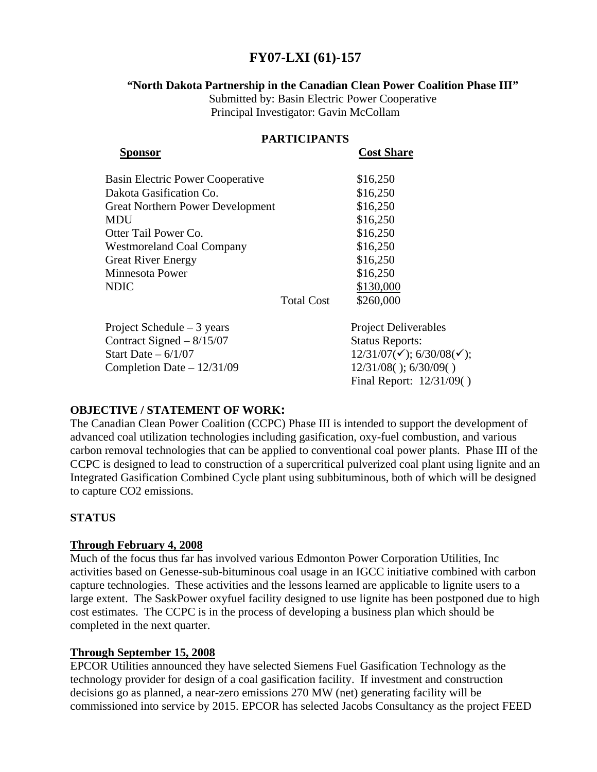# FY07-LXI (61)-157

**"North Dakota Partnership in the Canadian Clean Power Coalition Phase III"**

Submitted by: Basin Electric Power Cooperative
Principal Investigator: Gavin McCollam

## PARTICIPANTS

| Sponsor | | Cost Share |
|---|---|---|
| Basin Electric Power Cooperative | | $16,250 |
| Dakota Gasification Co. | | $16,250 |
| Great Northern Power Development | | $16,250 |
| MDU | | $16,250 |
| Otter Tail Power Co. | | $16,250 |
| Westmoreland Coal Company | | $16,250 |
| Great River Energy | | $16,250 |
| Minnesota Power | | $16,250 |
| NDIC | | $130,000 |
| | Total Cost | $260,000 |

| | |
|---|---|
| Project Schedule – 3 years | Project Deliverables |
| Contract Signed – 8/15/07 | Status Reports: |
| Start Date – 6/1/07 | 12/31/07(✓); 6/30/08(✓); |
| Completion Date – 12/31/09 | 12/31/08( ); 6/30/09( ) |
| | Final Report: 12/31/09( ) |

**OBJECTIVE / STATEMENT OF WORK:**

The Canadian Clean Power Coalition (CCPC) Phase III is intended to support the development of advanced coal utilization technologies including gasification, oxy-fuel combustion, and various carbon removal technologies that can be applied to conventional coal power plants. Phase III of the CCPC is designed to lead to construction of a supercritical pulverized coal plant using lignite and an Integrated Gasification Combined Cycle plant using subbituminous, both of which will be designed to capture CO2 emissions.

**STATUS**

**Through February 4, 2008**

Much of the focus thus far has involved various Edmonton Power Corporation Utilities, Inc activities based on Genesse-sub-bituminous coal usage in an IGCC initiative combined with carbon capture technologies. These activities and the lessons learned are applicable to lignite users to a large extent. The SaskPower oxyfuel facility designed to use lignite has been postponed due to high cost estimates. The CCPC is in the process of developing a business plan which should be completed in the next quarter.

**Through September 15, 2008**

EPCOR Utilities announced they have selected Siemens Fuel Gasification Technology as the technology provider for design of a coal gasification facility. If investment and construction decisions go as planned, a near-zero emissions 270 MW (net) generating facility will be commissioned into service by 2015. EPCOR has selected Jacobs Consultancy as the project FEED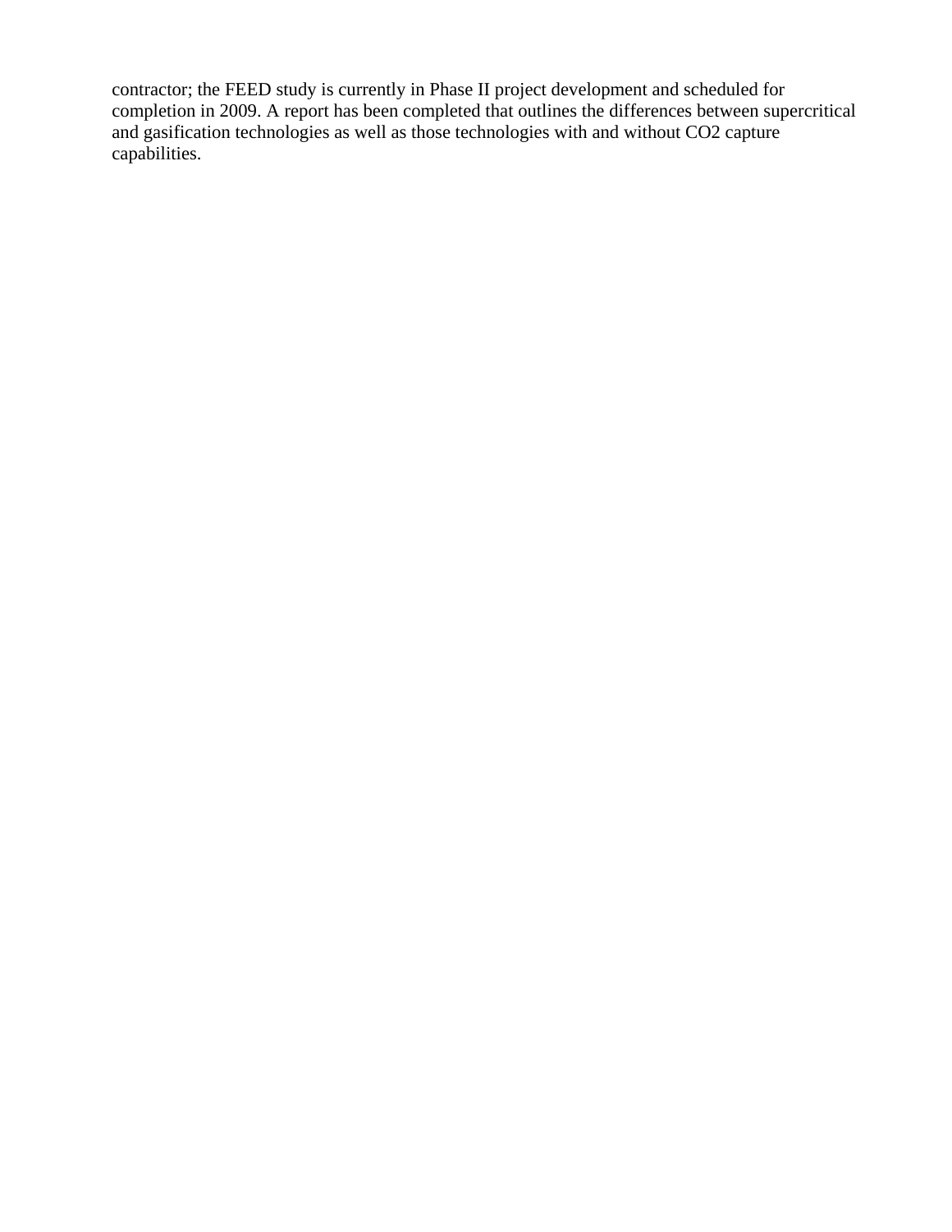contractor; the FEED study is currently in Phase II project development and scheduled for completion in 2009. A report has been completed that outlines the differences between supercritical and gasification technologies as well as those technologies with and without $CO_2$ capture capabilities.